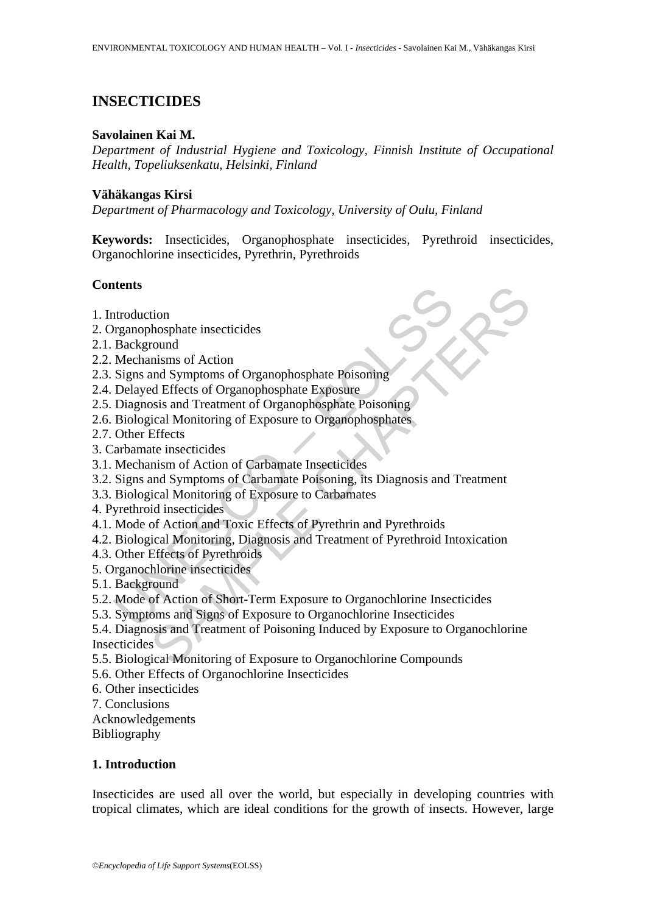# INSECTICIDES

**Savolainen Kai M.**

*Department of Industrial Hygiene and Toxicology, Finnish Institute of Occupational Health, Topeliuksenkatu, Helsinki, Finland*

**Vähäkangas Kirsi**

*Department of Pharmacology and Toxicology, University of Oulu, Finland*

**Keywords:** Insecticides, Organophosphate insecticides, Pyrethroid insecticides, Organochlorine insecticides, Pyrethrin, Pyrethroids

## Contents

1. Introduction
2. Organophosphate insecticides
2.1. Background
2.2. Mechanisms of Action
2.3. Signs and Symptoms of Organophosphate Poisoning
2.4. Delayed Effects of Organophosphate Exposure
2.5. Diagnosis and Treatment of Organophosphate Poisoning
2.6. Biological Monitoring of Exposure to Organophosphates
2.7. Other Effects
3. Carbamate insecticides
3.1. Mechanism of Action of Carbamate Insecticides
3.2. Signs and Symptoms of Carbamate Poisoning, its Diagnosis and Treatment
3.3. Biological Monitoring of Exposure to Carbamates
4. Pyrethroid insecticides
4.1. Mode of Action and Toxic Effects of Pyrethrin and Pyrethroids
4.2. Biological Monitoring, Diagnosis and Treatment of Pyrethroid Intoxication
4.3. Other Effects of Pyrethroids
5. Organochlorine insecticides
5.1. Background
5.2. Mode of Action of Short-Term Exposure to Organochlorine Insecticides
5.3. Symptoms and Signs of Exposure to Organochlorine Insecticides
5.4. Diagnosis and Treatment of Poisoning Induced by Exposure to Organochlorine Insecticides
5.5. Biological Monitoring of Exposure to Organochlorine Compounds
5.6. Other Effects of Organochlorine Insecticides
6. Other insecticides
7. Conclusions

Acknowledgements

Bibliography

## 1. Introduction

Insecticides are used all over the world, but especially in developing countries with tropical climates, which are ideal conditions for the growth of insects. However, large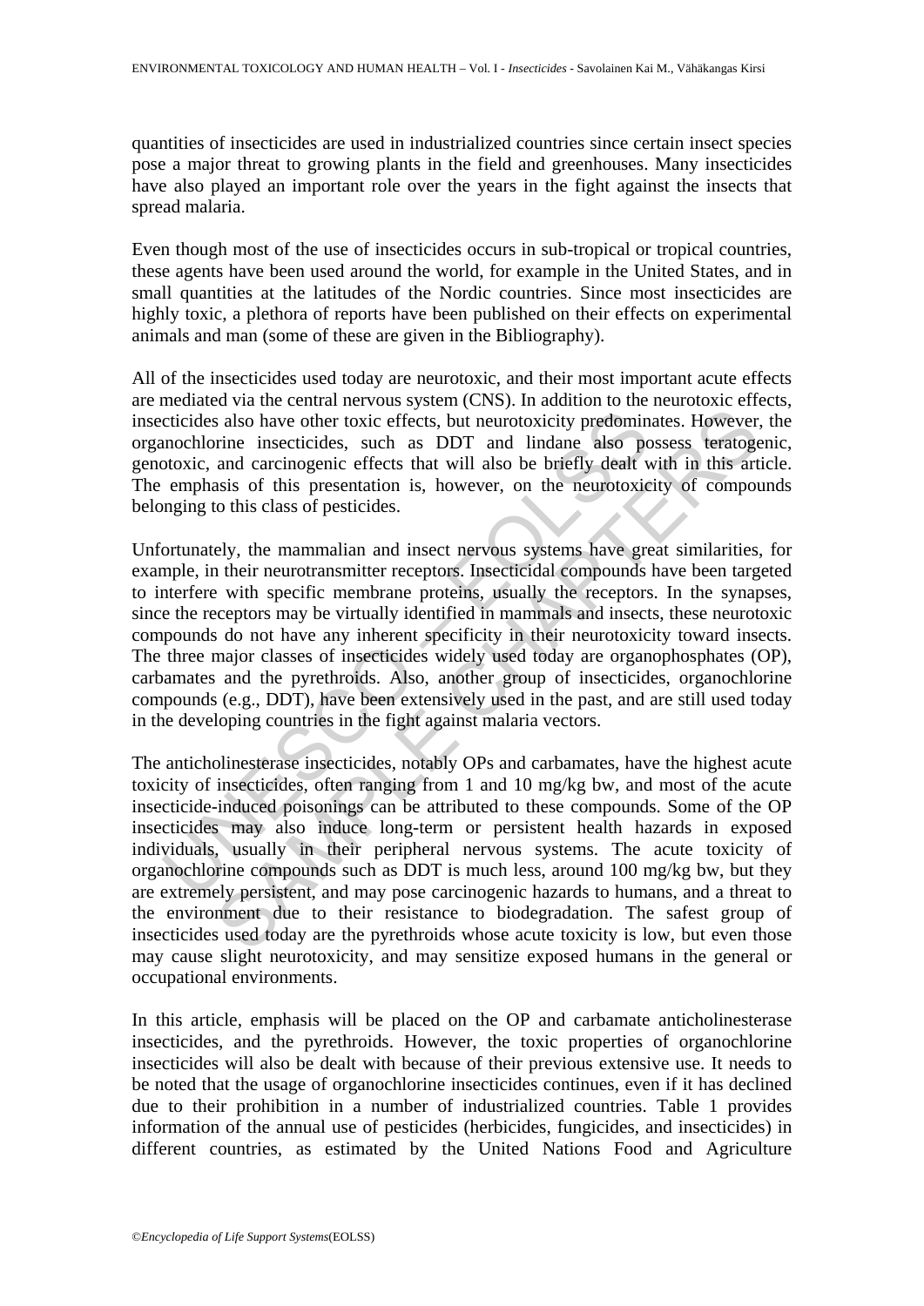quantities of insecticides are used in industrialized countries since certain insect species pose a major threat to growing plants in the field and greenhouses. Many insecticides have also played an important role over the years in the fight against the insects that spread malaria.

Even though most of the use of insecticides occurs in sub-tropical or tropical countries, these agents have been used around the world, for example in the United States, and in small quantities at the latitudes of the Nordic countries. Since most insecticides are highly toxic, a plethora of reports have been published on their effects on experimental animals and man (some of these are given in the Bibliography).

All of the insecticides used today are neurotoxic, and their most important acute effects are mediated via the central nervous system (CNS). In addition to the neurotoxic effects, insecticides also have other toxic effects, but neurotoxicity predominates. However, the organochlorine insecticides, such as DDT and lindane also possess teratogenic, genotoxic, and carcinogenic effects that will also be briefly dealt with in this article. The emphasis of this presentation is, however, on the neurotoxicity of compounds belonging to this class of pesticides.

Unfortunately, the mammalian and insect nervous systems have great similarities, for example, in their neurotransmitter receptors. Insecticidal compounds have been targeted to interfere with specific membrane proteins, usually the receptors. In the synapses, since the receptors may be virtually identified in mammals and insects, these neurotoxic compounds do not have any inherent specificity in their neurotoxicity toward insects. The three major classes of insecticides widely used today are organophosphates (OP), carbamates and the pyrethroids. Also, another group of insecticides, organochlorine compounds (e.g., DDT), have been extensively used in the past, and are still used today in the developing countries in the fight against malaria vectors.

The anticholinesterase insecticides, notably OPs and carbamates, have the highest acute toxicity of insecticides, often ranging from 1 and 10 mg/kg bw, and most of the acute insecticide-induced poisonings can be attributed to these compounds. Some of the OP insecticides may also induce long-term or persistent health hazards in exposed individuals, usually in their peripheral nervous systems. The acute toxicity of organochlorine compounds such as DDT is much less, around 100 mg/kg bw, but they are extremely persistent, and may pose carcinogenic hazards to humans, and a threat to the environment due to their resistance to biodegradation. The safest group of insecticides used today are the pyrethroids whose acute toxicity is low, but even those may cause slight neurotoxicity, and may sensitize exposed humans in the general or occupational environments.

In this article, emphasis will be placed on the OP and carbamate anticholinesterase insecticides, and the pyrethroids. However, the toxic properties of organochlorine insecticides will also be dealt with because of their previous extensive use. It needs to be noted that the usage of organochlorine insecticides continues, even if it has declined due to their prohibition in a number of industrialized countries. Table 1 provides information of the annual use of pesticides (herbicides, fungicides, and insecticides) in different countries, as estimated by the United Nations Food and Agriculture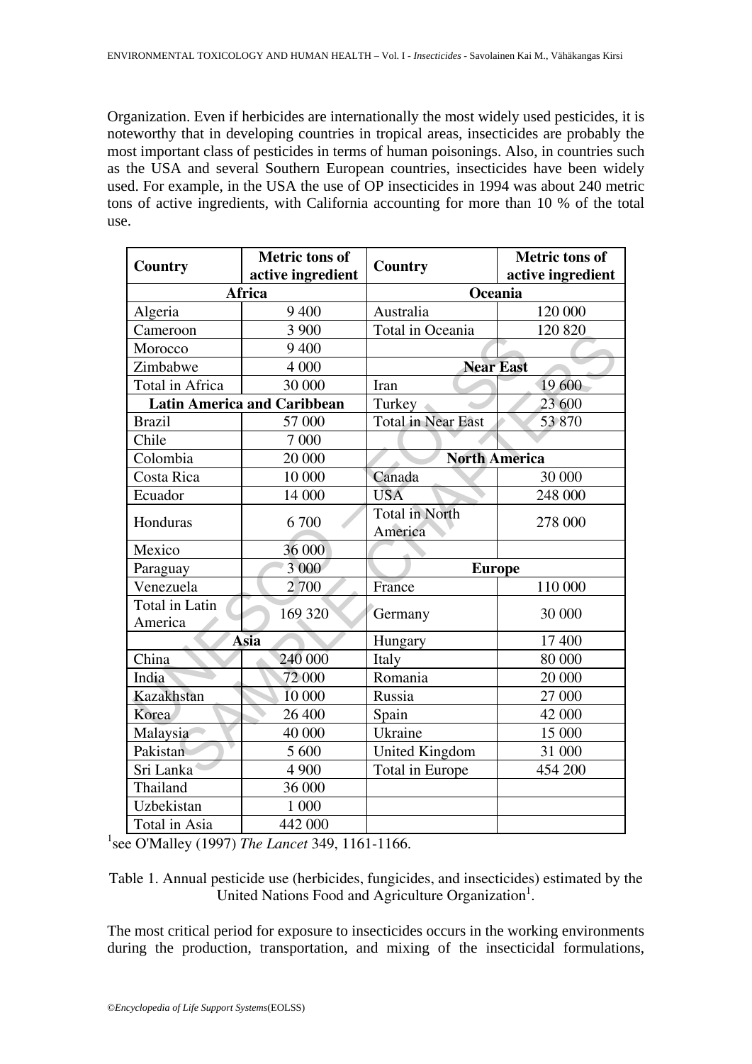Organization. Even if herbicides are internationally the most widely used pesticides, it is noteworthy that in developing countries in tropical areas, insecticides are probably the most important class of pesticides in terms of human poisonings. Also, in countries such as the USA and several Southern European countries, insecticides have been widely used. For example, in the USA the use of OP insecticides in 1994 was about 240 metric tons of active ingredients, with California accounting for more than 10 % of the total use.

| Country | Metric tons of active ingredient | Country | Metric tons of active ingredient |
|---|---|---|---|
| **Africa** | | **Oceania** | |
| Algeria | 9 400 | Australia | 120 000 |
| Cameroon | 3 900 | Total in Oceania | 120 820 |
| Morocco | 9 400 | | |
| Zimbabwe | 4 000 | **Near East** | |
| Total in Africa | 30 000 | Iran | 19 600 |
| **Latin America and Caribbean** | | Turkey | 23 600 |
| Brazil | 57 000 | Total in Near East | 53 870 |
| Chile | 7 000 | | |
| Colombia | 20 000 | **North America** | |
| Costa Rica | 10 000 | Canada | 30 000 |
| Ecuador | 14 000 | USA | 248 000 |
| Honduras | 6 700 | Total in North America | 278 000 |
| Mexico | 36 000 | | |
| Paraguay | 3 000 | **Europe** | |
| Venezuela | 2 700 | France | 110 000 |
| Total in Latin America | 169 320 | Germany | 30 000 |
| **Asia** | | Hungary | 17 400 |
| China | 240 000 | Italy | 80 000 |
| India | 72 000 | Romania | 20 000 |
| Kazakhstan | 10 000 | Russia | 27 000 |
| Korea | 26 400 | Spain | 42 000 |
| Malaysia | 40 000 | Ukraine | 15 000 |
| Pakistan | 5 600 | United Kingdom | 31 000 |
| Sri Lanka | 4 900 | Total in Europe | 454 200 |
| Thailand | 36 000 | | |
| Uzbekistan | 1 000 | | |
| Total in Asia | 442 000 | | |

[1]see O'Malley (1997) *The Lancet* 349, 1161-1166.

Table 1. Annual pesticide use (herbicides, fungicides, and insecticides) estimated by the United Nations Food and Agriculture Organization[1].

The most critical period for exposure to insecticides occurs in the working environments during the production, transportation, and mixing of the insecticidal formulations,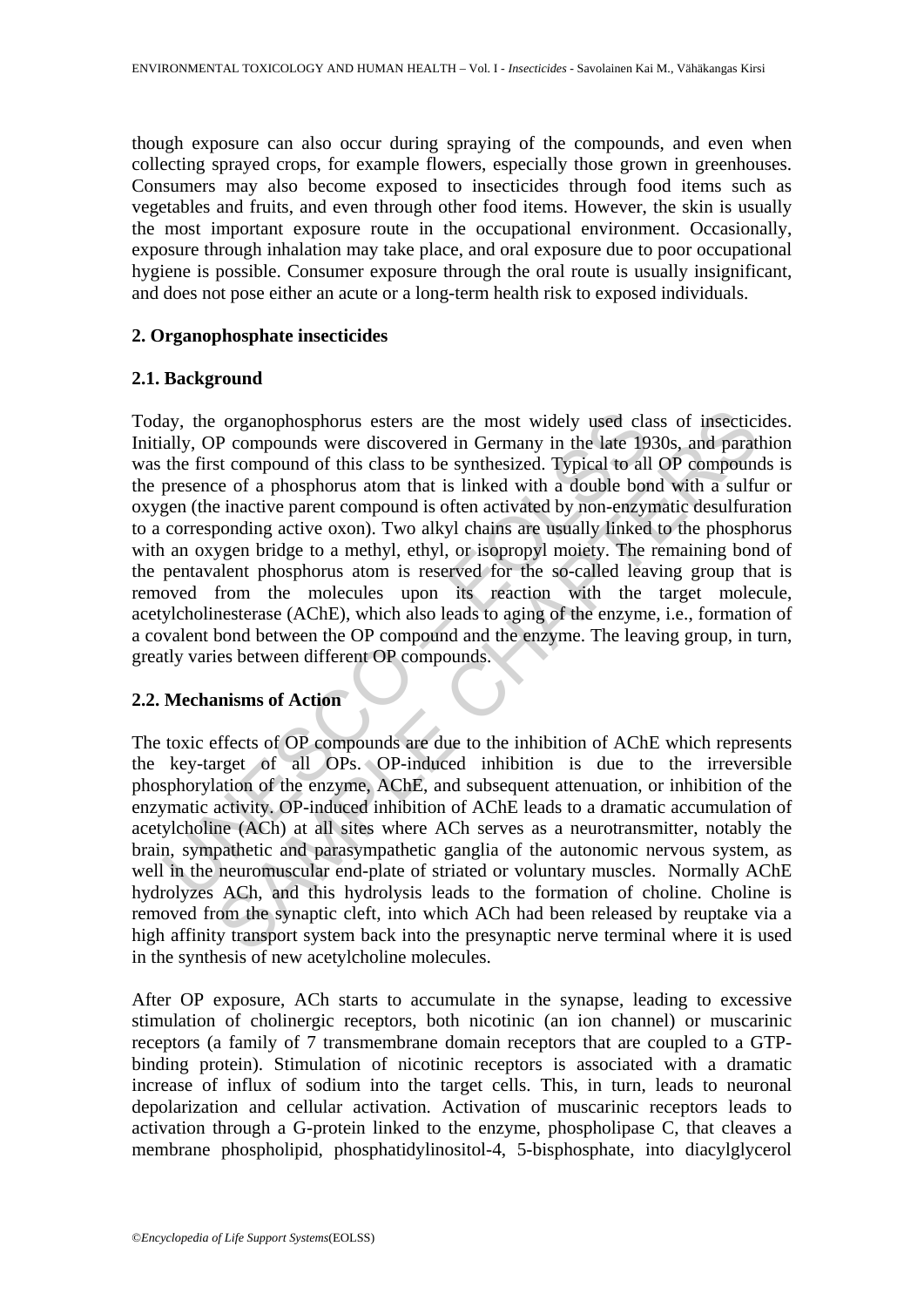though exposure can also occur during spraying of the compounds, and even when collecting sprayed crops, for example flowers, especially those grown in greenhouses. Consumers may also become exposed to insecticides through food items such as vegetables and fruits, and even through other food items. However, the skin is usually the most important exposure route in the occupational environment. Occasionally, exposure through inhalation may take place, and oral exposure due to poor occupational hygiene is possible. Consumer exposure through the oral route is usually insignificant, and does not pose either an acute or a long-term health risk to exposed individuals.

## 2. Organophosphate insecticides

### 2.1. Background

Today, the organophosphorus esters are the most widely used class of insecticides. Initially, OP compounds were discovered in Germany in the late 1930s, and parathion was the first compound of this class to be synthesized. Typical to all OP compounds is the presence of a phosphorus atom that is linked with a double bond with a sulfur or oxygen (the inactive parent compound is often activated by non-enzymatic desulfuration to a corresponding active oxon). Two alkyl chains are usually linked to the phosphorus with an oxygen bridge to a methyl, ethyl, or isopropyl moiety. The remaining bond of the pentavalent phosphorus atom is reserved for the so-called leaving group that is removed from the molecules upon its reaction with the target molecule, acetylcholinesterase (AChE), which also leads to aging of the enzyme, i.e., formation of a covalent bond between the OP compound and the enzyme. The leaving group, in turn, greatly varies between different OP compounds.

### 2.2. Mechanisms of Action

The toxic effects of OP compounds are due to the inhibition of AChE which represents the key-target of all OPs. OP-induced inhibition is due to the irreversible phosphorylation of the enzyme, AChE, and subsequent attenuation, or inhibition of the enzymatic activity. OP-induced inhibition of AChE leads to a dramatic accumulation of acetylcholine (ACh) at all sites where ACh serves as a neurotransmitter, notably the brain, sympathetic and parasympathetic ganglia of the autonomic nervous system, as well in the neuromuscular end-plate of striated or voluntary muscles. Normally AChE hydrolyzes ACh, and this hydrolysis leads to the formation of choline. Choline is removed from the synaptic cleft, into which ACh had been released by reuptake via a high affinity transport system back into the presynaptic nerve terminal where it is used in the synthesis of new acetylcholine molecules.

After OP exposure, ACh starts to accumulate in the synapse, leading to excessive stimulation of cholinergic receptors, both nicotinic (an ion channel) or muscarinic receptors (a family of 7 transmembrane domain receptors that are coupled to a GTP-binding protein). Stimulation of nicotinic receptors is associated with a dramatic increase of influx of sodium into the target cells. This, in turn, leads to neuronal depolarization and cellular activation. Activation of muscarinic receptors leads to activation through a G-protein linked to the enzyme, phospholipase C, that cleaves a membrane phospholipid, phosphatidylinositol-4, 5-bisphosphate, into diacylglycerol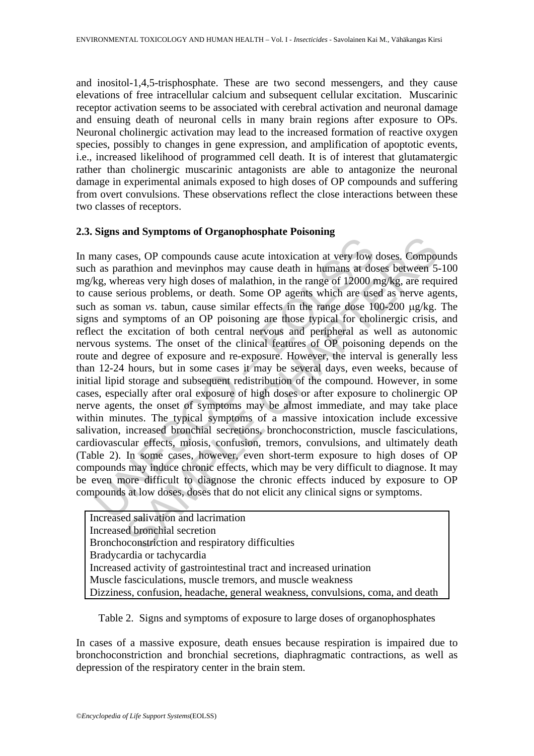and inositol-1,4,5-trisphosphate. These are two second messengers, and they cause elevations of free intracellular calcium and subsequent cellular excitation. Muscarinic receptor activation seems to be associated with cerebral activation and neuronal damage and ensuing death of neuronal cells in many brain regions after exposure to OPs. Neuronal cholinergic activation may lead to the increased formation of reactive oxygen species, possibly to changes in gene expression, and amplification of apoptotic events, i.e., increased likelihood of programmed cell death. It is of interest that glutamatergic rather than cholinergic muscarinic antagonists are able to antagonize the neuronal damage in experimental animals exposed to high doses of OP compounds and suffering from overt convulsions. These observations reflect the close interactions between these two classes of receptors.

### 2.3. Signs and Symptoms of Organophosphate Poisoning

In many cases, OP compounds cause acute intoxication at very low doses. Compounds such as parathion and mevinphos may cause death in humans at doses between 5-100 mg/kg, whereas very high doses of malathion, in the range of 12000 mg/kg, are required to cause serious problems, or death. Some OP agents which are used as nerve agents, such as soman *vs*. tabun, cause similar effects in the range dose 100-200 μg/kg. The signs and symptoms of an OP poisoning are those typical for cholinergic crisis, and reflect the excitation of both central nervous and peripheral as well as autonomic nervous systems. The onset of the clinical features of OP poisoning depends on the route and degree of exposure and re-exposure. However, the interval is generally less than 12-24 hours, but in some cases it may be several days, even weeks, because of initial lipid storage and subsequent redistribution of the compound. However, in some cases, especially after oral exposure of high doses or after exposure to cholinergic OP nerve agents, the onset of symptoms may be almost immediate, and may take place within minutes. The typical symptoms of a massive intoxication include excessive salivation, increased bronchial secretions, bronchoconstriction, muscle fasciculations, cardiovascular effects, miosis, confusion, tremors, convulsions, and ultimately death (Table 2). In some cases, however, even short-term exposure to high doses of OP compounds may induce chronic effects, which may be very difficult to diagnose. It may be even more difficult to diagnose the chronic effects induced by exposure to OP compounds at low doses, doses that do not elicit any clinical signs or symptoms.

| Increased salivation and lacrimation |
|---|
| Increased bronchial secretion |
| Bronchoconstriction and respiratory difficulties |
| Bradycardia or tachycardia |
| Increased activity of gastrointestinal tract and increased urination |
| Muscle fasciculations, muscle tremors, and muscle weakness |
| Dizziness, confusion, headache, general weakness, convulsions, coma, and death |

Table 2. Signs and symptoms of exposure to large doses of organophosphates

In cases of a massive exposure, death ensues because respiration is impaired due to bronchoconstriction and bronchial secretions, diaphragmatic contractions, as well as depression of the respiratory center in the brain stem.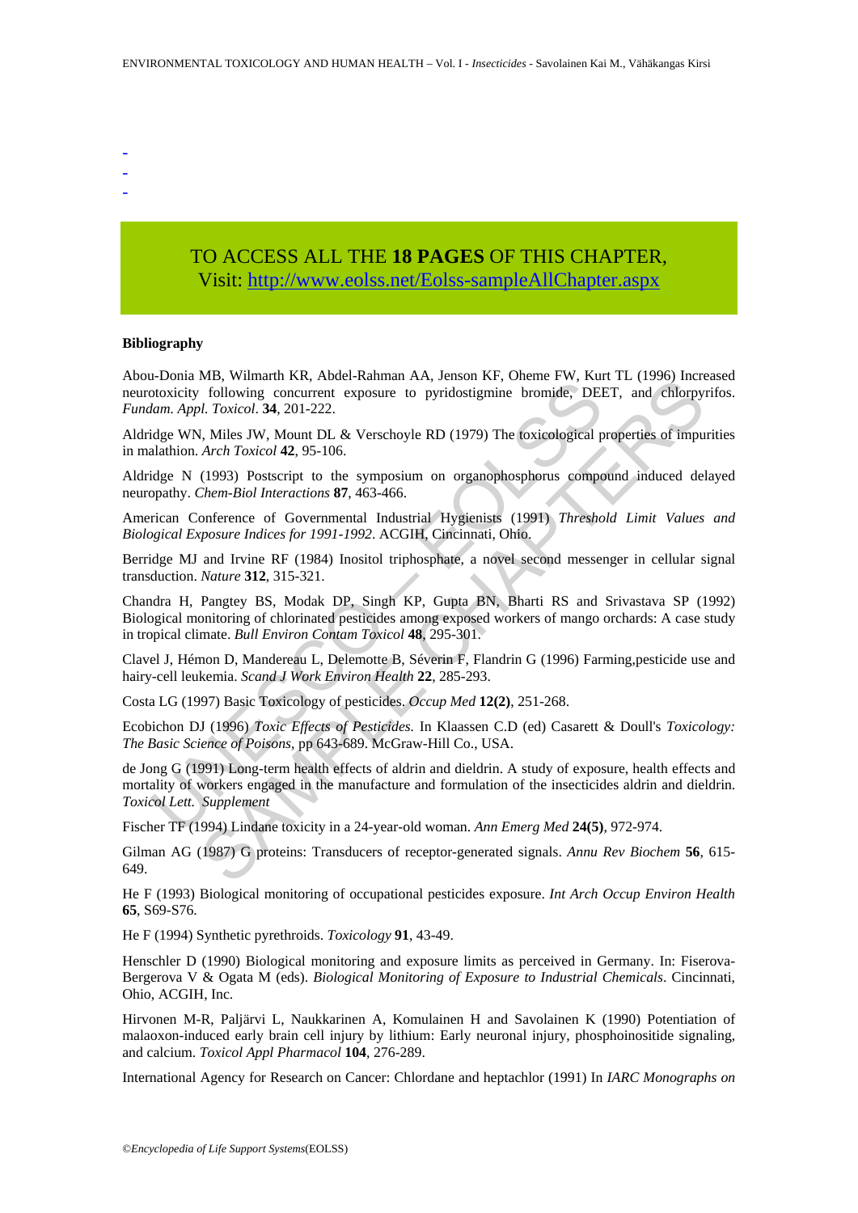-
-
-

TO ACCESS ALL THE **18 PAGES** OF THIS CHAPTER,
Visit: http://www.eolss.net/Eolss-sampleAllChapter.aspx

**Bibliography**

Abou-Donia MB, Wilmarth KR, Abdel-Rahman AA, Jenson KF, Oheme FW, Kurt TL (1996) Increased neurotoxicity following concurrent exposure to pyridostigmine bromide, DEET, and chlorpyrifos. *Fundam. Appl. Toxicol*. **34**, 201-222.

Aldridge WN, Miles JW, Mount DL & Verschoyle RD (1979) The toxicological properties of impurities in malathion. *Arch Toxicol* **42**, 95-106.

Aldridge N (1993) Postscript to the symposium on organophosphorus compound induced delayed neuropathy. *Chem-Biol Interactions* **87**, 463-466.

American Conference of Governmental Industrial Hygienists (1991) *Threshold Limit Values and Biological Exposure Indices for 1991-1992*. ACGIH, Cincinnati, Ohio.

Berridge MJ and Irvine RF (1984) Inositol triphosphate, a novel second messenger in cellular signal transduction. *Nature* **312**, 315-321.

Chandra H, Pangtey BS, Modak DP, Singh KP, Gupta BN, Bharti RS and Srivastava SP (1992) Biological monitoring of chlorinated pesticides among exposed workers of mango orchards: A case study in tropical climate. *Bull Environ Contam Toxicol* **48**, 295-301.

Clavel J, Hémon D, Mandereau L, Delemotte B, Séverin F, Flandrin G (1996) Farming,pesticide use and hairy-cell leukemia. *Scand J Work Environ Health* **22**, 285-293.

Costa LG (1997) Basic Toxicology of pesticides. *Occup Med* **12(2)**, 251-268.

Ecobichon DJ (1996) *Toxic Effects of Pesticides.* In Klaassen C.D (ed) Casarett & Doull's *Toxicology: The Basic Science of Poisons*, pp 643-689. McGraw-Hill Co., USA.

de Jong G (1991) Long-term health effects of aldrin and dieldrin. A study of exposure, health effects and mortality of workers engaged in the manufacture and formulation of the insecticides aldrin and dieldrin. *Toxicol Lett. Supplement*

Fischer TF (1994) Lindane toxicity in a 24-year-old woman. *Ann Emerg Med* **24(5)**, 972-974.

Gilman AG (1987) G proteins: Transducers of receptor-generated signals. *Annu Rev Biochem* **56**, 615-649.

He F (1993) Biological monitoring of occupational pesticides exposure. *Int Arch Occup Environ Health* **65**, S69-S76.

He F (1994) Synthetic pyrethroids. *Toxicology* **91**, 43-49.

Henschler D (1990) Biological monitoring and exposure limits as perceived in Germany. In: Fiserova-Bergerova V & Ogata M (eds). *Biological Monitoring of Exposure to Industrial Chemicals*. Cincinnati, Ohio, ACGIH, Inc.

Hirvonen M-R, Paljärvi L, Naukkarinen A, Komulainen H and Savolainen K (1990) Potentiation of malaoxon-induced early brain cell injury by lithium: Early neuronal injury, phosphoinositide signaling, and calcium. *Toxicol Appl Pharmacol* **104**, 276-289.

International Agency for Research on Cancer: Chlordane and heptachlor (1991) In *IARC Monographs on*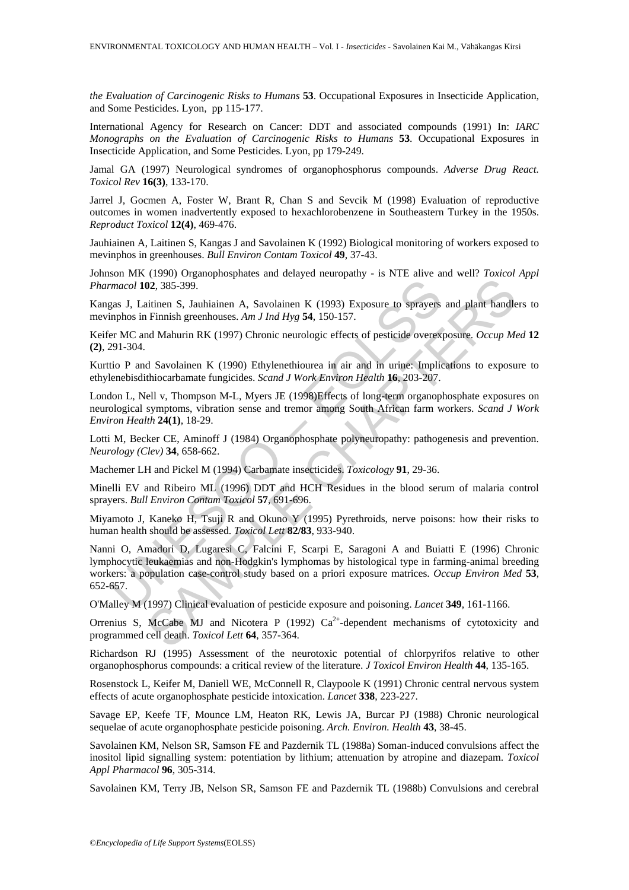*the Evaluation of Carcinogenic Risks to Humans* **53**. Occupational Exposures in Insecticide Application, and Some Pesticides. Lyon, pp 115-177.

International Agency for Research on Cancer: DDT and associated compounds (1991) In: *IARC Monographs on the Evaluation of Carcinogenic Risks to Humans* **53**. Occupational Exposures in Insecticide Application, and Some Pesticides. Lyon, pp 179-249.

Jamal GA (1997) Neurological syndromes of organophosphorus compounds. *Adverse Drug React. Toxicol Rev* **16(3)**, 133-170.

Jarrel J, Gocmen A, Foster W, Brant R, Chan S and Sevcik M (1998) Evaluation of reproductive outcomes in women inadvertently exposed to hexachlorobenzene in Southeastern Turkey in the 1950s. *Reproduct Toxicol* **12(4)**, 469-476.

Jauhiainen A, Laitinen S, Kangas J and Savolainen K (1992) Biological monitoring of workers exposed to mevinphos in greenhouses. *Bull Environ Contam Toxicol* **49**, 37-43.

Johnson MK (1990) Organophosphates and delayed neuropathy - is NTE alive and well? *Toxicol Appl Pharmacol* **102**, 385-399.

Kangas J, Laitinen S, Jauhiainen A, Savolainen K (1993) Exposure to sprayers and plant handlers to mevinphos in Finnish greenhouses. *Am J Ind Hyg* **54**, 150-157.

Keifer MC and Mahurin RK (1997) Chronic neurologic effects of pesticide overexposure. *Occup Med* **12 (2)**, 291-304.

Kurttio P and Savolainen K (1990) Ethylenethiourea in air and in urine: Implications to exposure to ethylenebisdithiocarbamate fungicides. *Scand J Work Environ Health* **16**, 203-207.

London L, Nell v, Thompson M-L, Myers JE (1998)Effects of long-term organophosphate exposures on neurological symptoms, vibration sense and tremor among South African farm workers. *Scand J Work Environ Health* **24(1)**, 18-29.

Lotti M, Becker CE, Aminoff J (1984) Organophosphate polyneuropathy: pathogenesis and prevention. *Neurology (Clev)* **34**, 658-662.

Machemer LH and Pickel M (1994) Carbamate insecticides. *Toxicology* **91**, 29-36.

Minelli EV and Ribeiro ML (1996) DDT and HCH Residues in the blood serum of malaria control sprayers. *Bull Environ Contam Toxicol* **57**, 691-696.

Miyamoto J, Kaneko H, Tsuji R and Okuno Y (1995) Pyrethroids, nerve poisons: how their risks to human health should be assessed. *Toxicol Lett* **82/83**, 933-940.

Nanni O, Amadori D, Lugaresi C, Falcini F, Scarpi E, Saragoni A and Buiatti E (1996) Chronic lymphocytic leukaemias and non-Hodgkin's lymphomas by histological type in farming-animal breeding workers: a population case-control study based on a priori exposure matrices. *Occup Environ Med* **53**, 652-657.

O'Malley M (1997) Clinical evaluation of pesticide exposure and poisoning. *Lancet* **349**, 161-1166.

Orrenius S, McCabe MJ and Nicotera P (1992) $Ca^{2+}$-dependent mechanisms of cytotoxicity and programmed cell death. *Toxicol Lett* **64**, 357-364.

Richardson RJ (1995) Assessment of the neurotoxic potential of chlorpyrifos relative to other organophosphorus compounds: a critical review of the literature. *J Toxicol Environ Health* **44**, 135-165.

Rosenstock L, Keifer M, Daniell WE, McConnell R, Claypoole K (1991) Chronic central nervous system effects of acute organophosphate pesticide intoxication. *Lancet* **338**, 223-227.

Savage EP, Keefe TF, Mounce LM, Heaton RK, Lewis JA, Burcar PJ (1988) Chronic neurological sequelae of acute organophosphate pesticide poisoning. *Arch. Environ. Health* **43**, 38-45.

Savolainen KM, Nelson SR, Samson FE and Pazdernik TL (1988a) Soman-induced convulsions affect the inositol lipid signalling system: potentiation by lithium; attenuation by atropine and diazepam. *Toxicol Appl Pharmacol* **96**, 305-314.

Savolainen KM, Terry JB, Nelson SR, Samson FE and Pazdernik TL (1988b) Convulsions and cerebral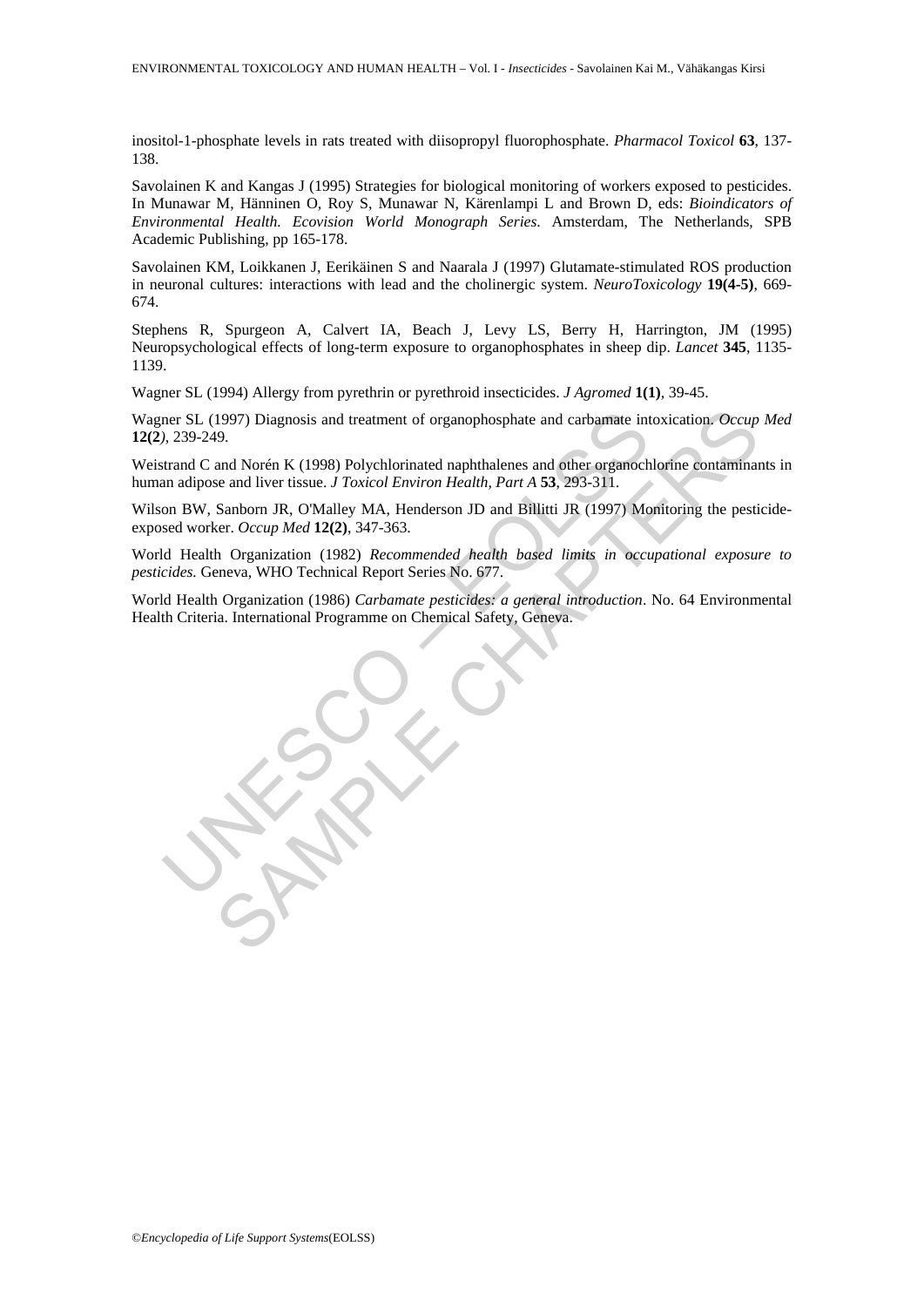inositol-1-phosphate levels in rats treated with diisopropyl fluorophosphate. *Pharmacol Toxicol* **63**, 137-138.

Savolainen K and Kangas J (1995) Strategies for biological monitoring of workers exposed to pesticides. In Munawar M, Hänninen O, Roy S, Munawar N, Kärenlampi L and Brown D, eds: *Bioindicators of Environmental Health. Ecovision World Monograph Series*. Amsterdam, The Netherlands, SPB Academic Publishing, pp 165-178.

Savolainen KM, Loikkanen J, Eerikäinen S and Naarala J (1997) Glutamate-stimulated ROS production in neuronal cultures: interactions with lead and the cholinergic system. *NeuroToxicology* **19(4-5)**, 669-674.

Stephens R, Spurgeon A, Calvert IA, Beach J, Levy LS, Berry H, Harrington, JM (1995) Neuropsychological effects of long-term exposure to organophosphates in sheep dip. *Lancet* **345**, 1135-1139.

Wagner SL (1994) Allergy from pyrethrin or pyrethroid insecticides. *J Agromed* **1(1)**, 39-45.

Wagner SL (1997) Diagnosis and treatment of organophosphate and carbamate intoxication. *Occup Med* **12(2***)*, 239-249.

Weistrand C and Norén K (1998) Polychlorinated naphthalenes and other organochlorine contaminants in human adipose and liver tissue. *J Toxicol Environ Health, Part A* **53**, 293-311.

Wilson BW, Sanborn JR, O'Malley MA, Henderson JD and Billitti JR (1997) Monitoring the pesticide-exposed worker. *Occup Med* **12(2)**, 347-363.

World Health Organization (1982) *Recommended health based limits in occupational exposure to pesticides.* Geneva, WHO Technical Report Series No. 677.

World Health Organization (1986) *Carbamate pesticides: a general introduction*. No. 64 Environmental Health Criteria. International Programme on Chemical Safety, Geneva.